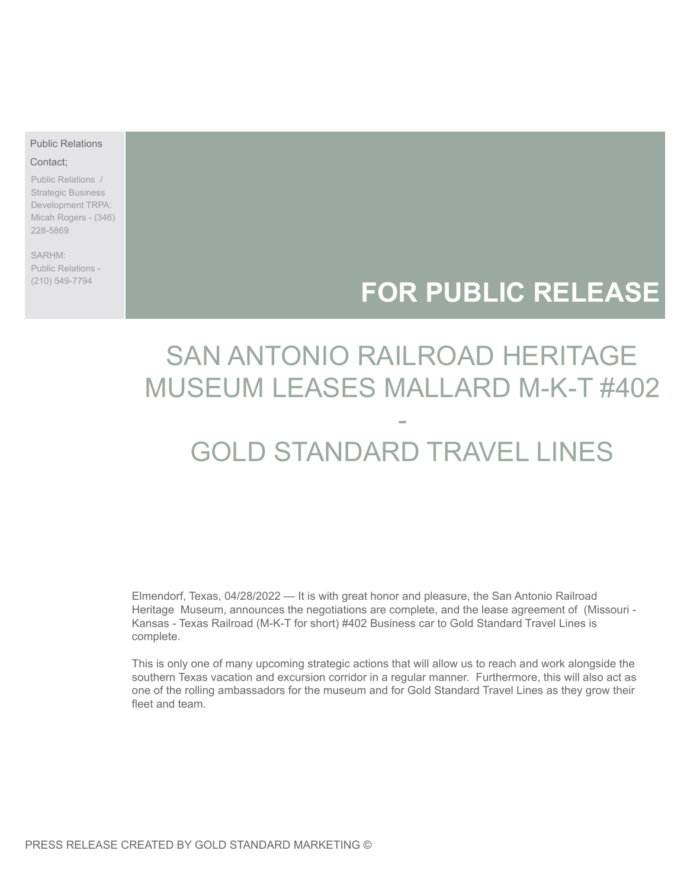Public Relations

Contact;

Public Relations / Strategic Business Development TRPA: Micah Rogers - (346) 228-5869

SARHM:
Public Relations - (210) 549-7794

# FOR PUBLIC RELEASE

# SAN ANTONIO RAILROAD HERITAGE MUSEUM LEASES MALLARD M-K-T #402 - GOLD STANDARD TRAVEL LINES

Elmendorf, Texas, 04/28/2022 — It is with great honor and pleasure, the San Antonio Railroad Heritage Museum, announces the negotiations are complete, and the lease agreement of (Missouri - Kansas - Texas Railroad (M-K-T for short) #402 Business car to Gold Standard Travel Lines is complete.

This is only one of many upcoming strategic actions that will allow us to reach and work alongside the southern Texas vacation and excursion corridor in a regular manner. Furthermore, this will also act as one of the rolling ambassadors for the museum and for Gold Standard Travel Lines as they grow their fleet and team.

PRESS RELEASE CREATED BY GOLD STANDARD MARKETING ©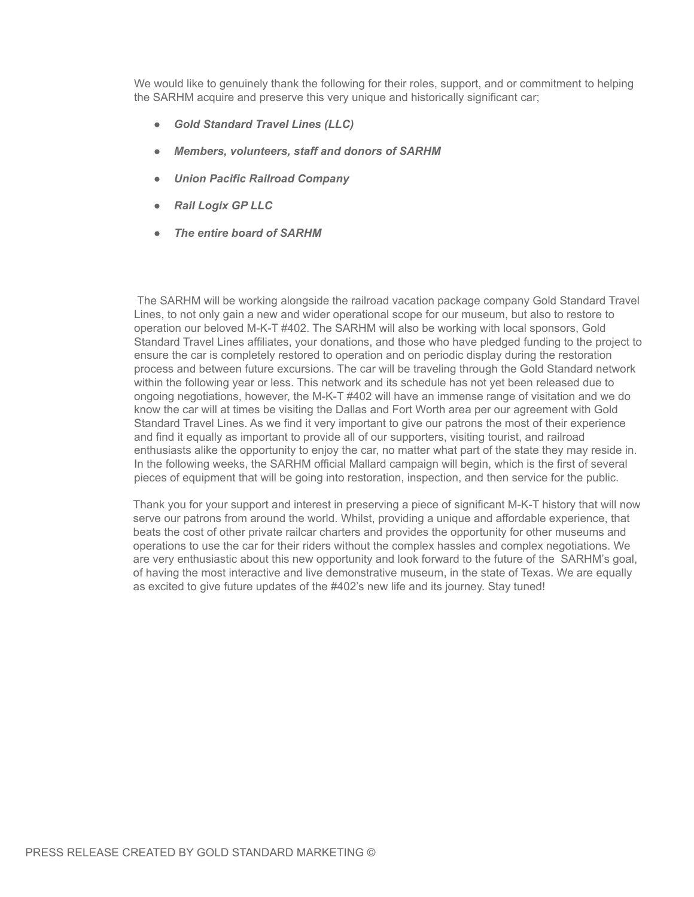We would like to genuinely thank the following for their roles, support, and or commitment to helping the SARHM acquire and preserve this very unique and historically significant car;

- ***Gold Standard Travel Lines (LLC)***
- ***Members, volunteers, staff and donors of SARHM***
- ***Union Pacific Railroad Company***
- ***Rail Logix GP LLC***
- ***The entire board of SARHM***

The SARHM will be working alongside the railroad vacation package company Gold Standard Travel Lines, to not only gain a new and wider operational scope for our museum, but also to restore to operation our beloved M-K-T #402. The SARHM will also be working with local sponsors, Gold Standard Travel Lines affiliates, your donations, and those who have pledged funding to the project to ensure the car is completely restored to operation and on periodic display during the restoration process and between future excursions. The car will be traveling through the Gold Standard network within the following year or less. This network and its schedule has not yet been released due to ongoing negotiations, however, the M-K-T #402 will have an immense range of visitation and we do know the car will at times be visiting the Dallas and Fort Worth area per our agreement with Gold Standard Travel Lines. As we find it very important to give our patrons the most of their experience and find it equally as important to provide all of our supporters, visiting tourist, and railroad enthusiasts alike the opportunity to enjoy the car, no matter what part of the state they may reside in. In the following weeks, the SARHM official Mallard campaign will begin, which is the first of several pieces of equipment that will be going into restoration, inspection, and then service for the public.

Thank you for your support and interest in preserving a piece of significant M-K-T history that will now serve our patrons from around the world. Whilst, providing a unique and affordable experience, that beats the cost of other private railcar charters and provides the opportunity for other museums and operations to use the car for their riders without the complex hassles and complex negotiations. We are very enthusiastic about this new opportunity and look forward to the future of the SARHM's goal, of having the most interactive and live demonstrative museum, in the state of Texas. We are equally as excited to give future updates of the #402's new life and its journey. Stay tuned!

PRESS RELEASE CREATED BY GOLD STANDARD MARKETING ©